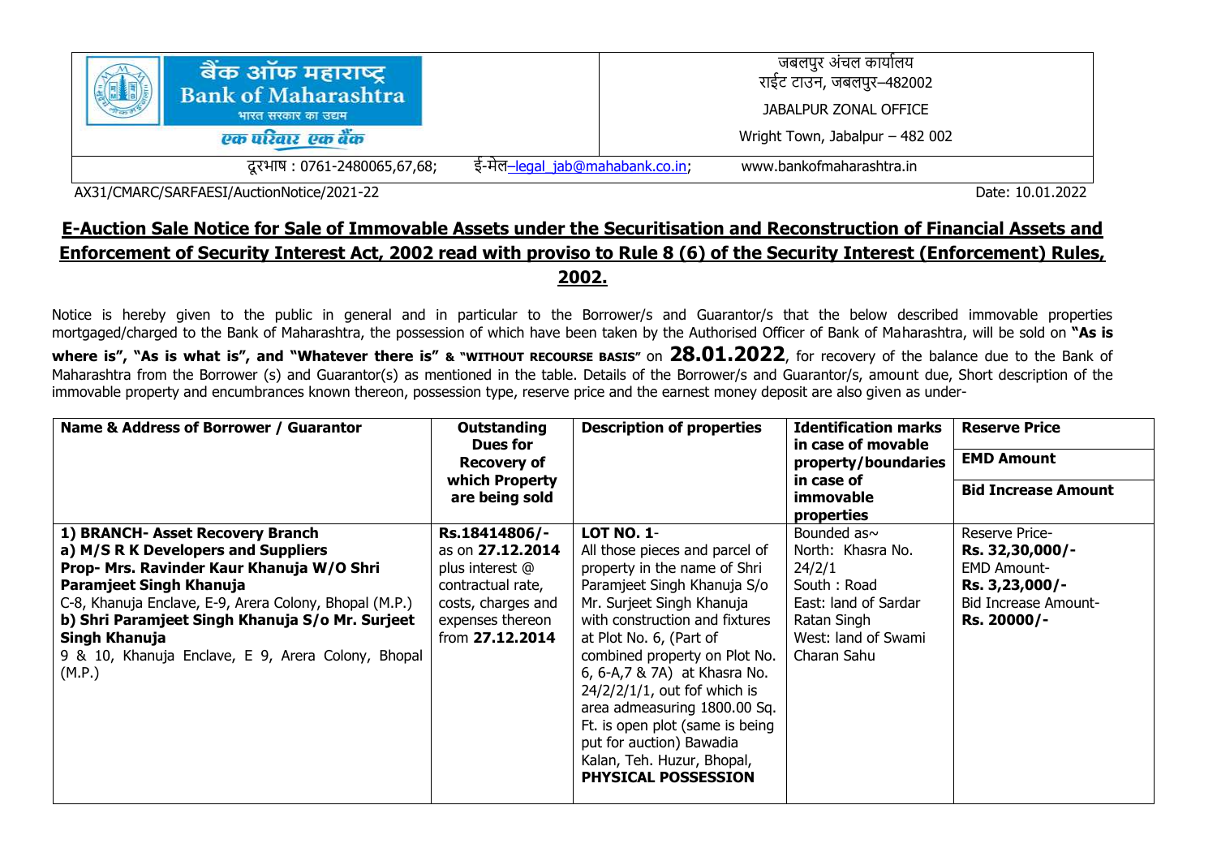| बैंक ऑफ महाराष्ट्र<br>Bank of Maharashtra<br>भारत सरकार का उद्यम<br>एक परिवार एक बैंक | जबलपुर अंचल कार्यालय<br>राईट टाउन, जबलपुर–482002<br>JABALPUR ZONAL OFFICE<br>Wright Town, Jabalpur – 482 002 |
|---|---|

दूरभाष : 0761-2480065,67,68; ई-मेल–legal_jab@mahabank.co.in; www.bankofmaharashtra.in

AX31/CMARC/SARFAESI/AuctionNotice/2021-22 Date: 10.01.2022

## E-Auction Sale Notice for Sale of Immovable Assets under the Securitisation and Reconstruction of Financial Assets and Enforcement of Security Interest Act, 2002 read with proviso to Rule 8 (6) of the Security Interest (Enforcement) Rules, 2002.

Notice is hereby given to the public in general and in particular to the Borrower/s and Guarantor/s that the below described immovable properties mortgaged/charged to the Bank of Maharashtra, the possession of which have been taken by the Authorised Officer of Bank of Maharashtra, will be sold on **"As is where is", "As is what is", and "Whatever there is" & "WITHOUT RECOURSE BASIS"** on **28.01.2022**, for recovery of the balance due to the Bank of Maharashtra from the Borrower (s) and Guarantor(s) as mentioned in the table. Details of the Borrower/s and Guarantor/s, amount due, Short description of the immovable property and encumbrances known thereon, possession type, reserve price and the earnest money deposit are also given as under-

| Name & Address of Borrower / Guarantor | Outstanding Dues for Recovery of which Property are being sold | Description of properties | Identification marks in case of movable property/boundaries in case of immovable properties | Reserve Price<br>EMD Amount<br>Bid Increase Amount |
|---|---|---|---|---|
| **1) BRANCH- Asset Recovery Branch**<br>**a) M/S R K Developers and Suppliers**<br>**Prop- Mrs. Ravinder Kaur Khanuja W/O Shri Paramjeet Singh Khanuja**<br>C-8, Khanuja Enclave, E-9, Arera Colony, Bhopal (M.P.)<br>**b) Shri Paramjeet Singh Khanuja S/o Mr. Surjeet Singh Khanuja**<br>9 & 10, Khanuja Enclave, E 9, Arera Colony, Bhopal (M.P.) | **Rs.18414806/-** as on **27.12.2014** plus interest @ contractual rate, costs, charges and expenses thereon from **27.12.2014** | **LOT NO. 1**-<br>All those pieces and parcel of property in the name of Shri Paramjeet Singh Khanuja S/o Mr. Surjeet Singh Khanuja with construction and fixtures at Plot No. 6, (Part of combined property on Plot No. 6, 6-A,7 & 7A) at Khasra No. 24/2/2/1/1, out fof which is area admeasuring 1800.00 Sq. Ft. is open plot (same is being put for auction) Bawadia Kalan, Teh. Huzur, Bhopal,<br>**PHYSICAL POSSESSION** | Bounded as~<br>North: Khasra No. 24/2/1<br>South : Road<br>East: land of Sardar Ratan Singh<br>West: land of Swami Charan Sahu | Reserve Price-<br>**Rs. 32,30,000/-**<br>EMD Amount-<br>**Rs. 3,23,000/-**<br>Bid Increase Amount-<br>**Rs. 20000/-** |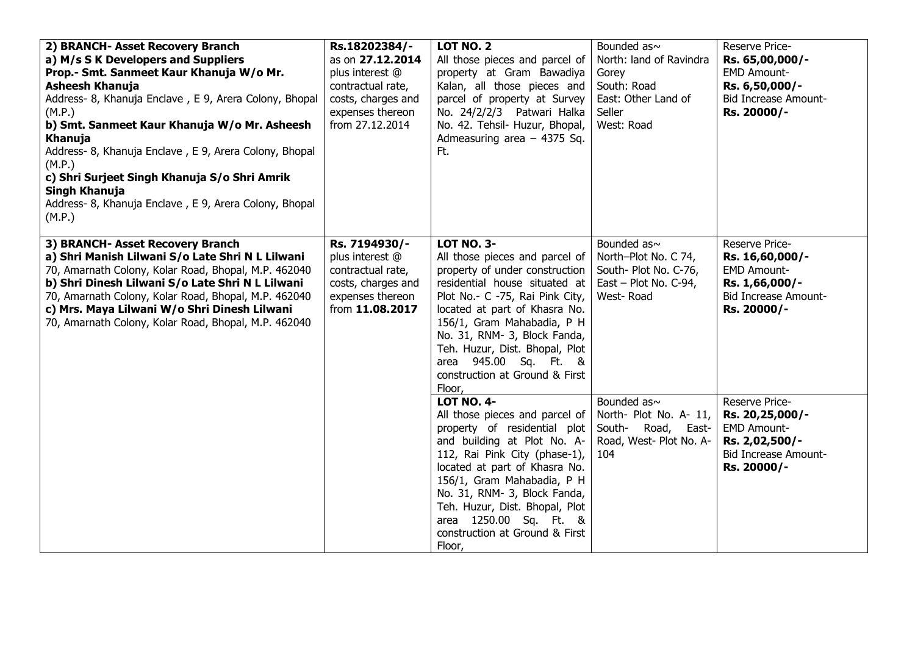| | | | | |
|---|---|---|---|---|
| **2) BRANCH- Asset Recovery Branch**<br>**a) M/s S K Developers and Suppliers**<br>**Prop.- Smt. Sanmeet Kaur Khanuja W/o Mr. Asheesh Khanuja**<br>Address- 8, Khanuja Enclave , E 9, Arera Colony, Bhopal (M.P.)<br>**b) Smt. Sanmeet Kaur Khanuja W/o Mr. Asheesh Khanuja**<br>Address- 8, Khanuja Enclave , E 9, Arera Colony, Bhopal (M.P.)<br>**c) Shri Surjeet Singh Khanuja S/o Shri Amrik Singh Khanuja**<br>Address- 8, Khanuja Enclave , E 9, Arera Colony, Bhopal (M.P.) | **Rs.18202384/-** as on **27.12.2014** plus interest @ contractual rate, costs, charges and expenses thereon from 27.12.2014 | **LOT NO. 2**<br>All those pieces and parcel of property at Gram Bawadiya Kalan, all those pieces and parcel of property at Survey No. 24/2/2/3 Patwari Halka No. 42. Tehsil- Huzur, Bhopal, Admeasuring area – 4375 Sq. Ft. | Bounded as~<br>North: land of Ravindra Gorey<br>South: Road<br>East: Other Land of Seller<br>West: Road | Reserve Price-<br>**Rs. 65,00,000/-**<br>EMD Amount-<br>**Rs. 6,50,000/-**<br>Bid Increase Amount-<br>**Rs. 20000/-** |
| **3) BRANCH- Asset Recovery Branch**<br>**a) Shri Manish Lilwani S/o Late Shri N L Lilwani**<br>70, Amarnath Colony, Kolar Road, Bhopal, M.P. 462040<br>**b) Shri Dinesh Lilwani S/o Late Shri N L Lilwani**<br>70, Amarnath Colony, Kolar Road, Bhopal, M.P. 462040<br>**c) Mrs. Maya Lilwani W/o Shri Dinesh Lilwani**<br>70, Amarnath Colony, Kolar Road, Bhopal, M.P. 462040 | **Rs. 7194930/-** plus interest @ contractual rate, costs, charges and expenses thereon from **11.08.2017** | **LOT NO. 3-**<br>All those pieces and parcel of property of under construction residential house situated at Plot No.- C -75, Rai Pink City, located at part of Khasra No. 156/1, Gram Mahabadia, P H No. 31, RNM- 3, Block Fanda, Teh. Huzur, Dist. Bhopal, Plot area 945.00 Sq. Ft. & construction at Ground & First Floor, | Bounded as~<br>North–Plot No. C 74,<br>South- Plot No. C-76,<br>East – Plot No. C-94,<br>West- Road | Reserve Price-<br>**Rs. 16,60,000/-**<br>EMD Amount-<br>**Rs. 1,66,000/-**<br>Bid Increase Amount-<br>**Rs. 20000/-** |
| | | **LOT NO. 4-**<br>All those pieces and parcel of property of residential plot and building at Plot No. A-112, Rai Pink City (phase-1), located at part of Khasra No. 156/1, Gram Mahabadia, P H No. 31, RNM- 3, Block Fanda, Teh. Huzur, Dist. Bhopal, Plot area 1250.00 Sq. Ft. & construction at Ground & First Floor, | Bounded as~<br>North- Plot No. A- 11, South- Road, East- Road, West- Plot No. A-104 | Reserve Price-<br>**Rs. 20,25,000/-**<br>EMD Amount-<br>**Rs. 2,02,500/-**<br>Bid Increase Amount-<br>**Rs. 20000/-** |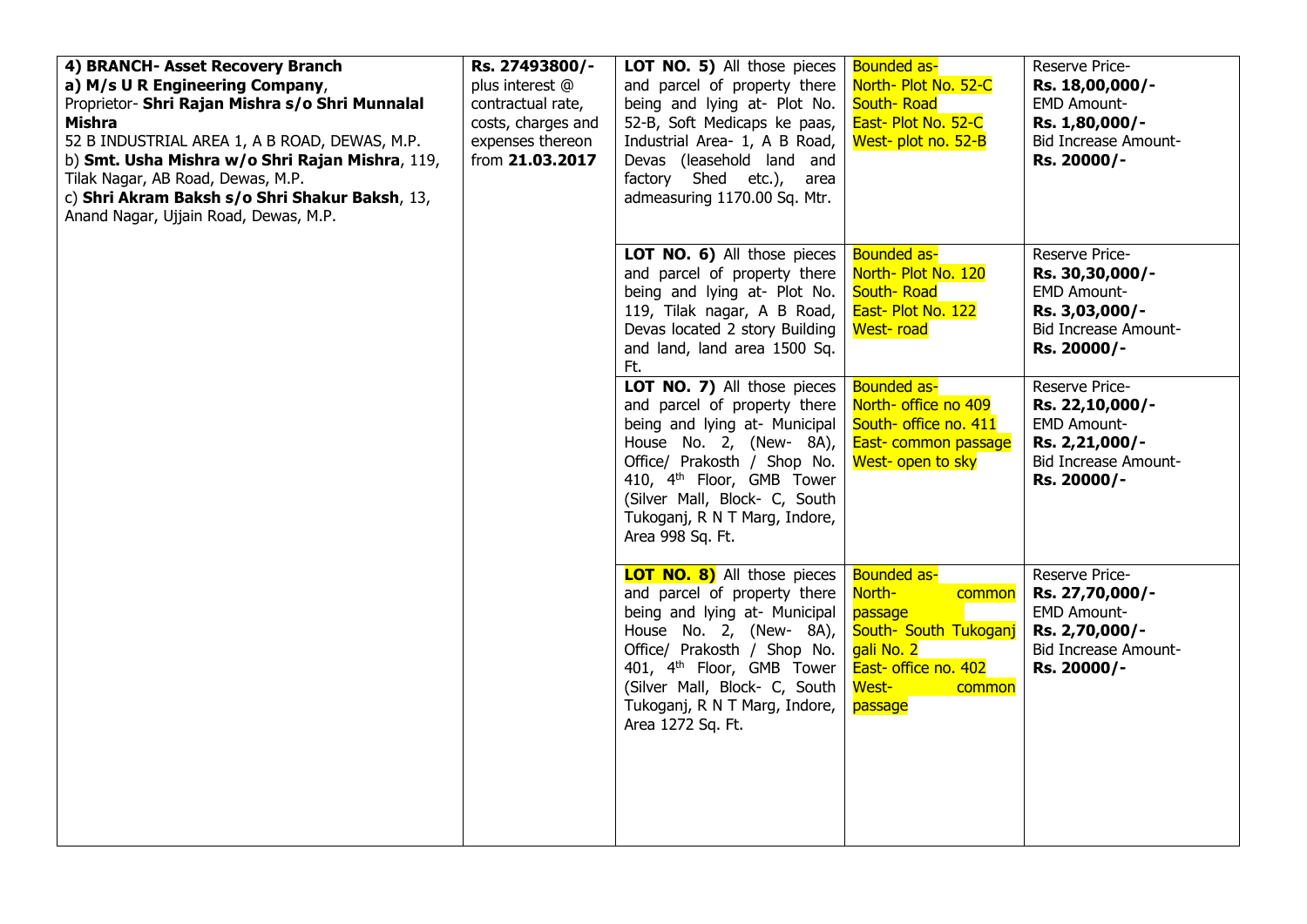| | | | | |
|---|---|---|---|---|
| **4) BRANCH- Asset Recovery Branch**<br>**a) M/s U R Engineering Company**,<br>Proprietor- **Shri Rajan Mishra s/o Shri Munnalal Mishra**<br>52 B INDUSTRIAL AREA 1, A B ROAD, DEWAS, M.P.<br>b) **Smt. Usha Mishra w/o Shri Rajan Mishra**, 119, Tilak Nagar, AB Road, Dewas, M.P.<br>c) **Shri Akram Baksh s/o Shri Shakur Baksh**, 13, Anand Nagar, Ujjain Road, Dewas, M.P. | **Rs. 27493800/-** plus interest @ contractual rate, costs, charges and expenses thereon from **21.03.2017** | **LOT NO. 5)** All those pieces and parcel of property there being and lying at- Plot No. 52-B, Soft Medicaps ke paas, Industrial Area- 1, A B Road, Devas (leasehold land and factory Shed etc.), area admeasuring 1170.00 Sq. Mtr. | Bounded as-<br>North- Plot No. 52-C<br>South- Road<br>East- Plot No. 52-C<br>West- plot no. 52-B | Reserve Price-<br>**Rs. 18,00,000/-**<br>EMD Amount-<br>**Rs. 1,80,000/-**<br>Bid Increase Amount-<br>**Rs. 20000/-** |
| | | **LOT NO. 6)** All those pieces and parcel of property there being and lying at- Plot No. 119, Tilak nagar, A B Road, Devas located 2 story Building and land, land area 1500 Sq. Ft. | Bounded as-<br>North- Plot No. 120<br>South- Road<br>East- Plot No. 122<br>West- road | Reserve Price-<br>**Rs. 30,30,000/-**<br>EMD Amount-<br>**Rs. 3,03,000/-**<br>Bid Increase Amount-<br>**Rs. 20000/-** |
| | | **LOT NO. 7)** All those pieces and parcel of property there being and lying at- Municipal House No. 2, (New- 8A), Office/ Prakosth / Shop No. 410, 4th Floor, GMB Tower (Silver Mall, Block- C, South Tukoganj, R N T Marg, Indore, Area 998 Sq. Ft. | Bounded as-<br>North- office no 409<br>South- office no. 411<br>East- common passage<br>West- open to sky | Reserve Price-<br>**Rs. 22,10,000/-**<br>EMD Amount-<br>**Rs. 2,21,000/-**<br>Bid Increase Amount-<br>**Rs. 20000/-** |
| | | **LOT NO. 8)** All those pieces and parcel of property there being and lying at- Municipal House No. 2, (New- 8A), Office/ Prakosth / Shop No. 401, 4th Floor, GMB Tower (Silver Mall, Block- C, South Tukoganj, R N T Marg, Indore, Area 1272 Sq. Ft. | Bounded as-<br>North- common passage<br>South- South Tukoganj gali No. 2<br>East- office no. 402<br>West- common passage | Reserve Price-<br>**Rs. 27,70,000/-**<br>EMD Amount-<br>**Rs. 2,70,000/-**<br>Bid Increase Amount-<br>**Rs. 20000/-** |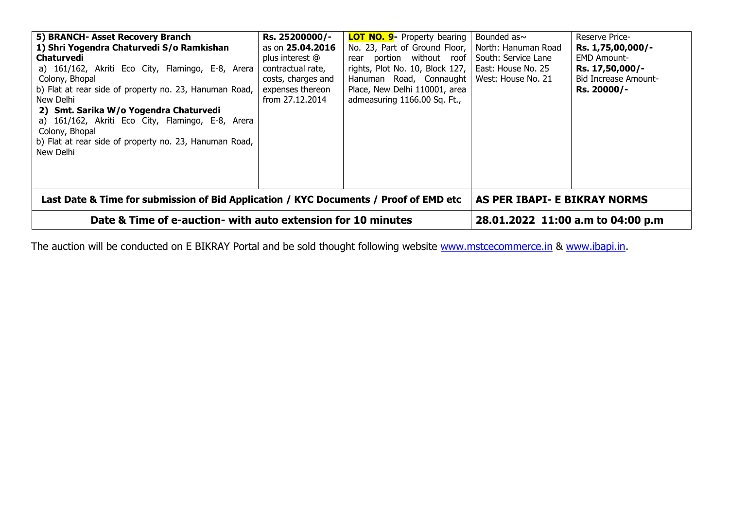| | | | | |
|---|---|---|---|---|
| **5) BRANCH- Asset Recovery Branch**<br>**1) Shri Yogendra Chaturvedi S/o Ramkishan Chaturvedi**<br>a) 161/162, Akriti Eco City, Flamingo, E-8, Arera Colony, Bhopal<br>b) Flat at rear side of property no. 23, Hanuman Road, New Delhi<br>**2) Smt. Sarika W/o Yogendra Chaturvedi**<br>a) 161/162, Akriti Eco City, Flamingo, E-8, Arera Colony, Bhopal<br>b) Flat at rear side of property no. 23, Hanuman Road, New Delhi | **Rs. 25200000/-** as on **25.04.2016** plus interest @ contractual rate, costs, charges and expenses thereon from 27.12.2014 | **LOT NO. 9-** Property bearing No. 23, Part of Ground Floor, rear portion without roof rights, Plot No. 10, Block 127, Hanuman Road, Connaught Place, New Delhi 110001, area admeasuring 1166.00 Sq. Ft., | Bounded as~<br>North: Hanuman Road<br>South: Service Lane<br>East: House No. 25<br>West: House No. 21 | Reserve Price-<br>**Rs. 1,75,00,000/-**<br>EMD Amount-<br>**Rs. 17,50,000/-**<br>Bid Increase Amount-<br>**Rs. 20000/-** |
| **Last Date & Time for submission of Bid Application / KYC Documents / Proof of EMD etc** | | | **AS PER IBAPI- E BIKRAY NORMS** | |
| **Date & Time of e-auction- with auto extension for 10 minutes** | | | **28.01.2022 11:00 a.m to 04:00 p.m** | |

The auction will be conducted on E BIKRAY Portal and be sold thought following website www.mstcecommerce.in & www.ibapi.in.